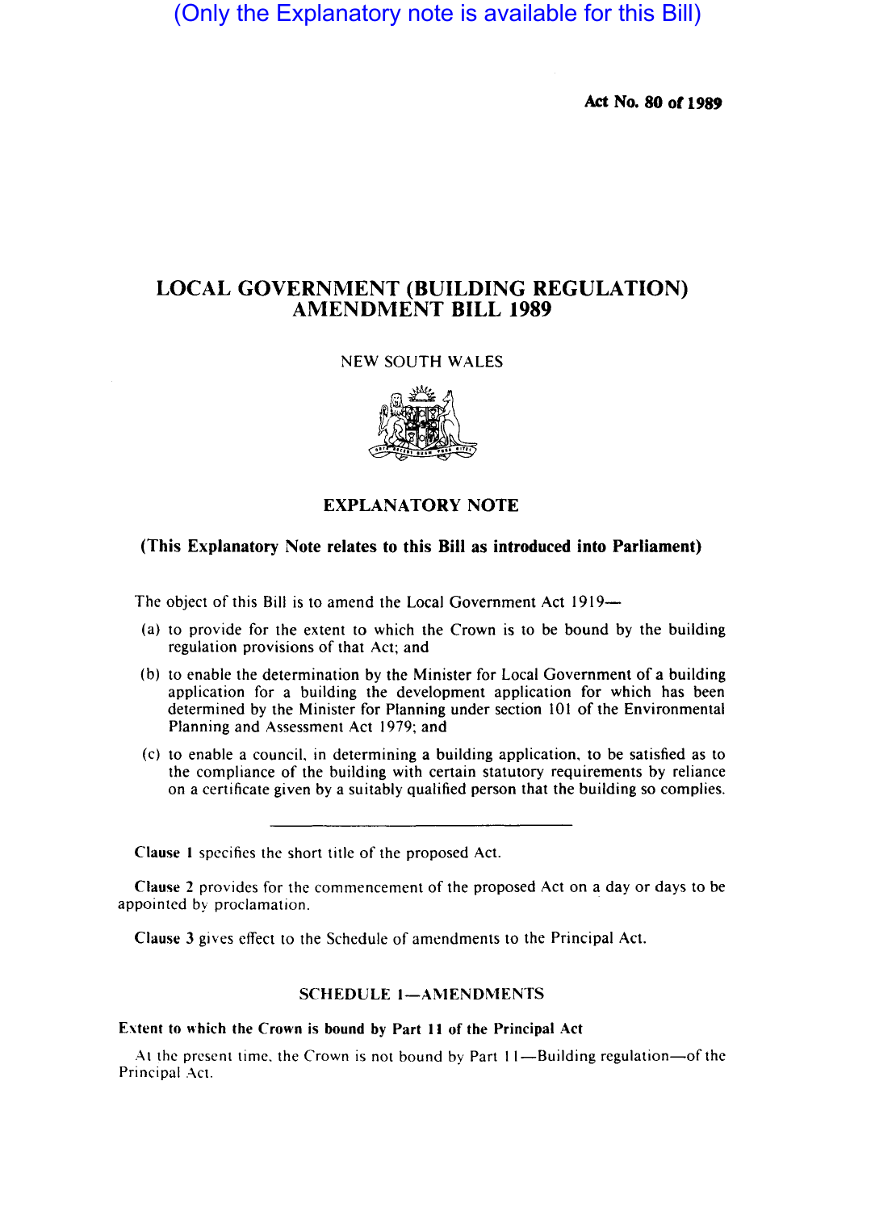(Only the Explanatory note is available for this Bill)

**Act No. 80 of 1989**

# LOCAL GOVERNMENT (BUILDING REGULATION) AMENDMENT BILL 1989

NEW SOUTH WALES

## EXPLANATORY NOTE

**(This Explanatory Note relates to this Bill as introduced into Parliament)**

The object of this Bill is to amend the Local Government Act 1919—

(a) to provide for the extent to which the Crown is to be bound by the building regulation provisions of that Act; and

(b) to enable the determination by the Minister for Local Government of a building application for a building the development application for which has been determined by the Minister for Planning under section 101 of the Environmental Planning and Assessment Act 1979; and

(c) to enable a council, in determining a building application, to be satisfied as to the compliance of the building with certain statutory requirements by reliance on a certificate given by a suitably qualified person that the building so complies.

---

**Clause 1** specifies the short title of the proposed Act.

**Clause 2** provides for the commencement of the proposed Act on a day or days to be appointed by proclamation.

**Clause 3** gives effect to the Schedule of amendments to the Principal Act.

### SCHEDULE 1—AMENDMENTS

**Extent to which the Crown is bound by Part 11 of the Principal Act**

At the present time, the Crown is not bound by Part 11—Building regulation—of the Principal Act.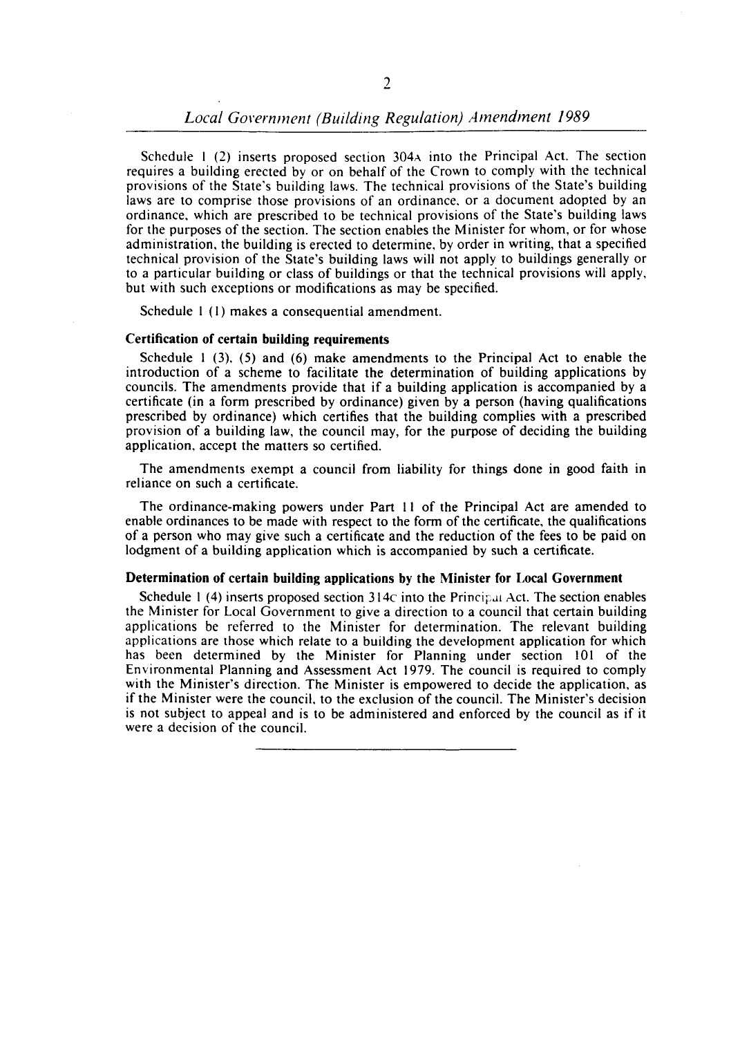Schedule 1 (2) inserts proposed section 304A into the Principal Act. The section requires a building erected by or on behalf of the Crown to comply with the technical provisions of the State's building laws. The technical provisions of the State's building laws are to comprise those provisions of an ordinance, or a document adopted by an ordinance, which are prescribed to be technical provisions of the State's building laws for the purposes of the section. The section enables the Minister for whom, or for whose administration, the building is erected to determine, by order in writing, that a specified technical provision of the State's building laws will not apply to buildings generally or to a particular building or class of buildings or that the technical provisions will apply, but with such exceptions or modifications as may be specified.

Schedule 1 (1) makes a consequential amendment.

**Certification of certain building requirements**

Schedule 1 (3), (5) and (6) make amendments to the Principal Act to enable the introduction of a scheme to facilitate the determination of building applications by councils. The amendments provide that if a building application is accompanied by a certificate (in a form prescribed by ordinance) given by a person (having qualifications prescribed by ordinance) which certifies that the building complies with a prescribed provision of a building law, the council may, for the purpose of deciding the building application, accept the matters so certified.

The amendments exempt a council from liability for things done in good faith in reliance on such a certificate.

The ordinance-making powers under Part 11 of the Principal Act are amended to enable ordinances to be made with respect to the form of the certificate, the qualifications of a person who may give such a certificate and the reduction of the fees to be paid on lodgment of a building application which is accompanied by such a certificate.

**Determination of certain building applications by the Minister for Local Government**

Schedule 1 (4) inserts proposed section 314C into the Principal Act. The section enables the Minister for Local Government to give a direction to a council that certain building applications be referred to the Minister for determination. The relevant building applications are those which relate to a building the development application for which has been determined by the Minister for Planning under section 101 of the Environmental Planning and Assessment Act 1979. The council is required to comply with the Minister's direction. The Minister is empowered to decide the application, as if the Minister were the council, to the exclusion of the council. The Minister's decision is not subject to appeal and is to be administered and enforced by the council as if it were a decision of the council.